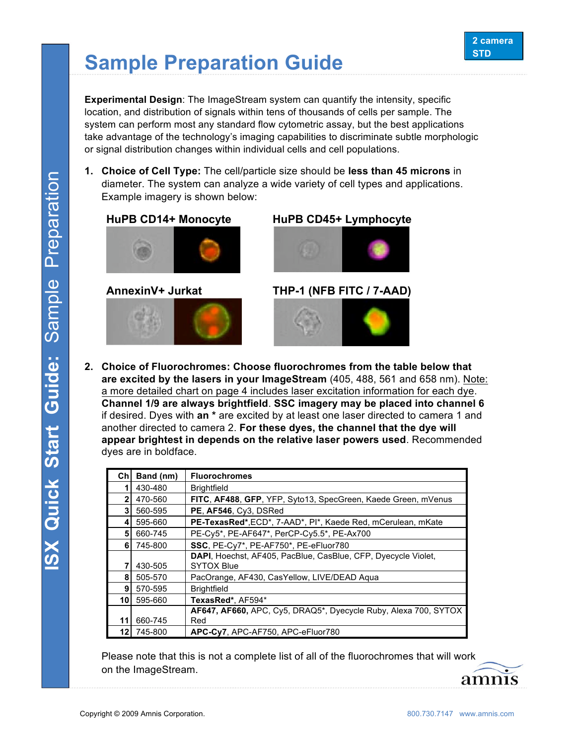2 camera STD

# Sample Preparation Guide

**Experimental Design**: The ImageStream system can quantify the intensity, specific location, and distribution of signals within tens of thousands of cells per sample. The system can perform most any standard flow cytometric assay, but the best applications take advantage of the technology's imaging capabilities to discriminate subtle morphologic or signal distribution changes within individual cells and cell populations.

1. **Choice of Cell Type:** The cell/particle size should be **less than 45 microns** in diameter. The system can analyze a wide variety of cell types and applications. Example imagery is shown below:

   **HuPB CD14+ Monocyte**

   **HuPB CD45+ Lymphocyte**

   **AnnexinV+ Jurkat**

   **THP-1 (NFB FITC / 7-AAD)**

2. **Choice of Fluorochromes: Choose fluorochromes from the table below that are excited by the lasers in your ImageStream** (405, 488, 561 and 658 nm). Note: a more detailed chart on page 4 includes laser excitation information for each dye. **Channel 1/9 are always brightfield**. **SSC imagery may be placed into channel 6** if desired. Dyes with **an *** are excited by at least one laser directed to camera 1 and another directed to camera 2. **For these dyes, the channel that the dye will appear brightest in depends on the relative laser powers used**. Recommended dyes are in boldface.

| Ch | Band (nm) | Fluorochromes |
|---|---|---|
| 1 | 430-480 | Brightfield |
| 2 | 470-560 | **FITC**, **AF488**, **GFP**, YFP, Syto13, SpecGreen, Kaede Green, mVenus |
| 3 | 560-595 | **PE**, **AF546**, Cy3, DSRed |
| 4 | 595-660 | **PE-TexasRed***, ECD*, 7-AAD*, PI*, Kaede Red, mCerulean, mKate |
| 5 | 660-745 | PE-Cy5*, PE-AF647*, PerCP-Cy5.5*, PE-Ax700 |
| 6 | 745-800 | **SSC**, PE-Cy7*, PE-AF750*, PE-eFluor780 |
| 7 | 430-505 | **DAPI**, Hoechst, AF405, PacBlue, CasBlue, CFP, Dyecycle Violet, SYTOX Blue |
| 8 | 505-570 | PacOrange, AF430, CasYellow, LIVE/DEAD Aqua |
| 9 | 570-595 | Brightfield |
| 10 | 595-660 | **TexasRed***, AF594* |
| 11 | 660-745 | **AF647**, **AF660**, APC, Cy5, DRAQ5*, Dyecycle Ruby, Alexa 700, SYTOX Red |
| 12 | 745-800 | **APC-Cy7**, APC-AF750, APC-eFluor780 |

Please note that this is not a complete list of all of the fluorochromes that will work on the ImageStream.

Copyright © 2009 Amnis Corporation. 800.730.7147 www.amnis.com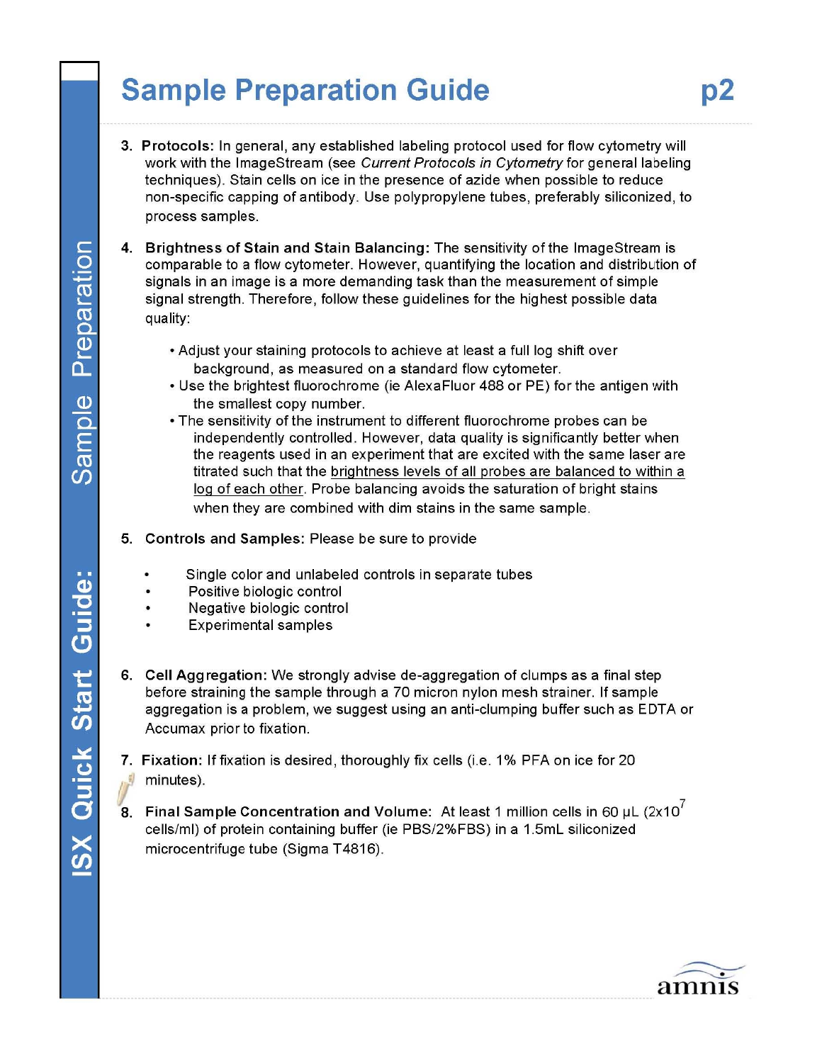# Sample Preparation Guide

3. **Protocols:** In general, any established labeling protocol used for flow cytometry will work with the ImageStream (see *Current Protocols in Cytometry* for general labeling techniques). Stain cells on ice in the presence of azide when possible to reduce non-specific capping of antibody. Use polypropylene tubes, preferably siliconized, to process samples.

4. **Brightness of Stain and Stain Balancing:** The sensitivity of the ImageStream is comparable to a flow cytometer. However, quantifying the location and distribution of signals in an image is a more demanding task than the measurement of simple signal strength. Therefore, follow these guidelines for the highest possible data quality:

   - Adjust your staining protocols to achieve at least a full log shift over background, as measured on a standard flow cytometer.
   - Use the brightest fluorochrome (ie AlexaFluor 488 or PE) for the antigen with the smallest copy number.
   - The sensitivity of the instrument to different fluorochrome probes can be independently controlled. However, data quality is significantly better when the reagents used in an experiment that are excited with the same laser are titrated such that the brightness levels of all probes are balanced to within a log of each other. Probe balancing avoids the saturation of bright stains when they are combined with dim stains in the same sample.

5. **Controls and Samples:** Please be sure to provide

   - Single color and unlabeled controls in separate tubes
   - Positive biologic control
   - Negative biologic control
   - Experimental samples

6. **Cell Aggregation:** We strongly advise de-aggregation of clumps as a final step before straining the sample through a 70 micron nylon mesh strainer. If sample aggregation is a problem, we suggest using an anti-clumping buffer such as EDTA or Accumax prior to fixation.

7. **Fixation:** If fixation is desired, thoroughly fix cells (i.e. 1% PFA on ice for 20 minutes).

8. **Final Sample Concentration and Volume:** At least 1 million cells in 60 µL ($2 \times 10^7$ cells/ml) of protein containing buffer (ie PBS/2%FBS) in a 1.5mL siliconized microcentrifuge tube (Sigma T4816).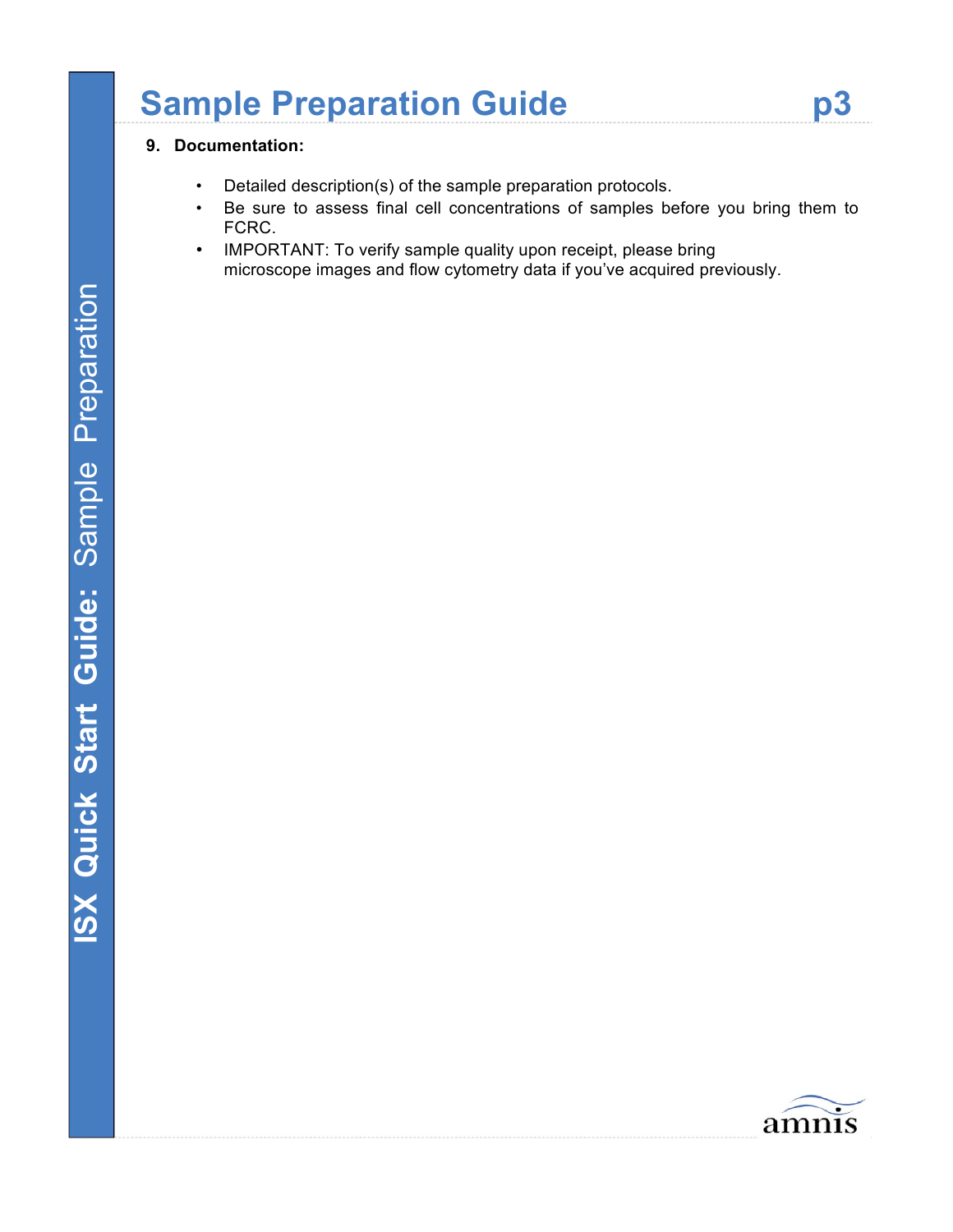9. **Documentation:**

- Detailed description(s) of the sample preparation protocols.
- Be sure to assess final cell concentrations of samples before you bring them to FCRC.
- IMPORTANT: To verify sample quality upon receipt, please bring microscope images and flow cytometry data if you've acquired previously.